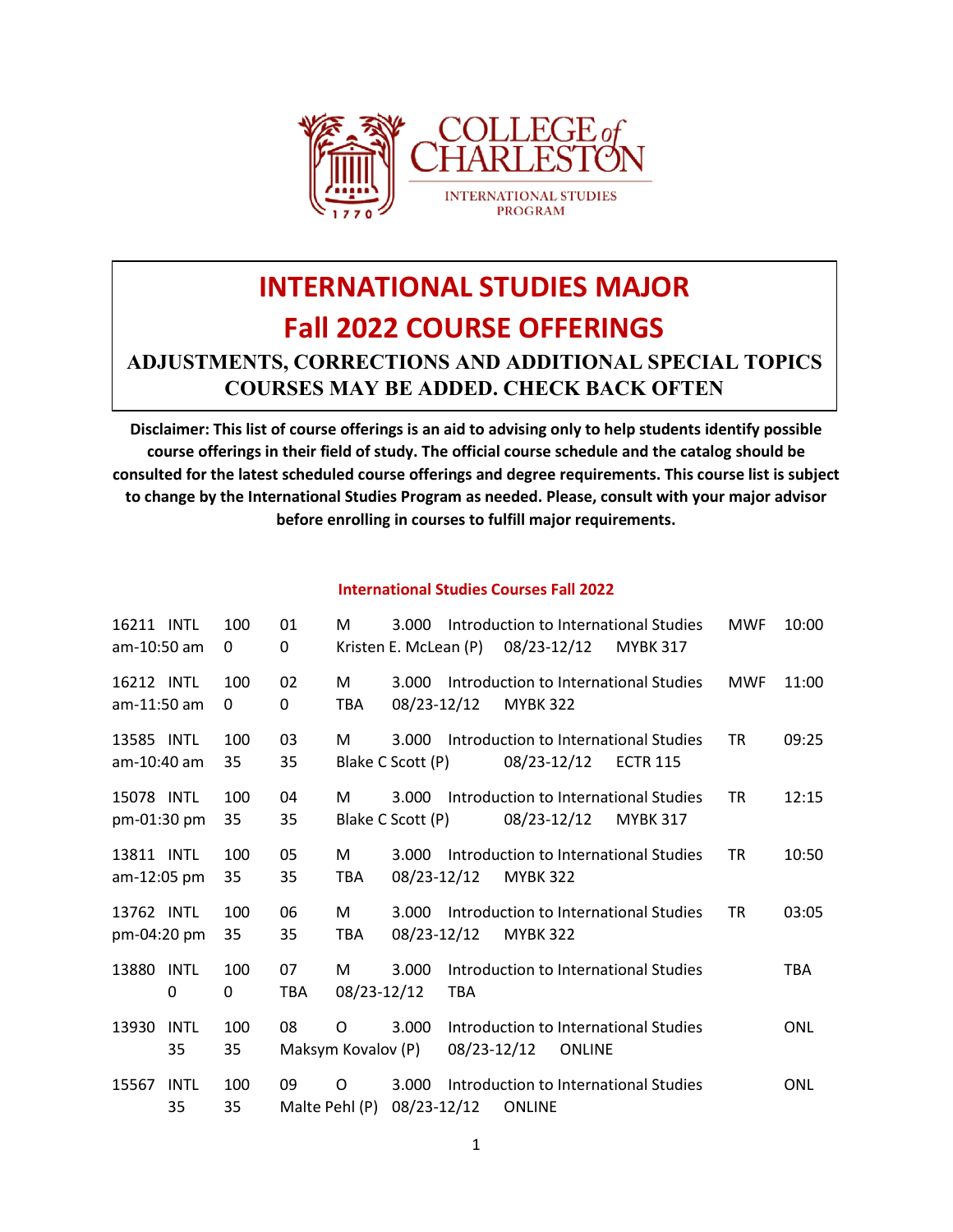COLLEGE of CHARLESTON
INTERNATIONAL STUDIES PROGRAM

# INTERNATIONAL STUDIES MAJOR
# Fall 2022 COURSE OFFERINGS

## ADJUSTMENTS, CORRECTIONS AND ADDITIONAL SPECIAL TOPICS COURSES MAY BE ADDED. CHECK BACK OFTEN

**Disclaimer: This list of course offerings is an aid to advising only to help students identify possible course offerings in their field of study. The official course schedule and the catalog should be consulted for the latest scheduled course offerings and degree requirements. This course list is subject to change by the International Studies Program as needed. Please, consult with your major advisor before enrolling in courses to fulfill major requirements.**

### International Studies Courses Fall 2022

16211 INTL 100 01 M 3.000 Introduction to International Studies MWF 10:00 am-10:50 am 0 0 Kristen E. McLean (P) 08/23-12/12 MYBK 317

16212 INTL 100 02 M 3.000 Introduction to International Studies MWF 11:00 am-11:50 am 0 0 TBA 08/23-12/12 MYBK 322

13585 INTL 100 03 M 3.000 Introduction to International Studies TR 09:25 am-10:40 am 35 35 Blake C Scott (P) 08/23-12/12 ECTR 115

15078 INTL 100 04 M 3.000 Introduction to International Studies TR 12:15 pm-01:30 pm 35 35 Blake C Scott (P) 08/23-12/12 MYBK 317

13811 INTL 100 05 M 3.000 Introduction to International Studies TR 10:50 am-12:05 pm 35 35 TBA 08/23-12/12 MYBK 322

13762 INTL 100 06 M 3.000 Introduction to International Studies TR 03:05 pm-04:20 pm 35 35 TBA 08/23-12/12 MYBK 322

13880 INTL 100 07 M 3.000 Introduction to International Studies TBA 0 0 TBA 08/23-12/12 TBA

13930 INTL 100 08 O 3.000 Introduction to International Studies ONL 35 35 Maksym Kovalov (P) 08/23-12/12 ONLINE

15567 INTL 100 09 O 3.000 Introduction to International Studies ONL 35 35 Malte Pehl (P) 08/23-12/12 ONLINE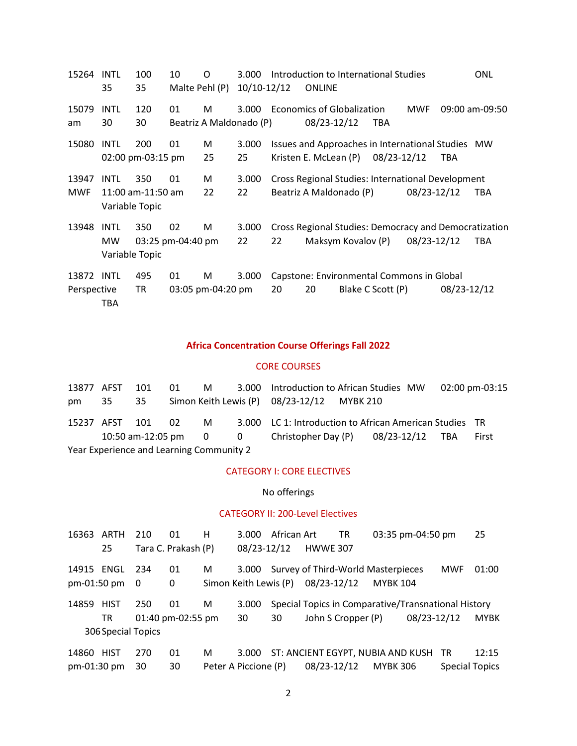15264 INTL 100 10 O 3.000 Introduction to International Studies ONL 35 35 Malte Pehl (P) 10/10-12/12 ONLINE

15079 INTL 120 01 M 3.000 Economics of Globalization MWF 09:00 am-09:50 am 30 30 Beatriz A Maldonado (P) 08/23-12/12 TBA

15080 INTL 200 01 M 3.000 Issues and Approaches in International Studies MW 02:00 pm-03:15 pm 25 25 Kristen E. McLean (P) 08/23-12/12 TBA

13947 INTL 350 01 M 3.000 Cross Regional Studies: International Development MWF 11:00 am-11:50 am 22 22 Beatriz A Maldonado (P) 08/23-12/12 TBA Variable Topic

13948 INTL 350 02 M 3.000 Cross Regional Studies: Democracy and Democratization MW 03:25 pm-04:40 pm 22 22 Maksym Kovalov (P) 08/23-12/12 TBA Variable Topic

13872 INTL 495 01 M 3.000 Capstone: Environmental Commons in Global Perspective TR 03:05 pm-04:20 pm 20 20 Blake C Scott (P) 08/23-12/12 TBA

## Africa Concentration Course Offerings Fall 2022

### CORE COURSES

13877 AFST 101 01 M 3.000 Introduction to African Studies MW 02:00 pm-03:15 pm 35 35 Simon Keith Lewis (P) 08/23-12/12 MYBK 210

15237 AFST 101 02 M 3.000 LC 1: Introduction to African American Studies TR 10:50 am-12:05 pm 0 0 Christopher Day (P) 08/23-12/12 TBA First Year Experience and Learning Community 2

### CATEGORY I: CORE ELECTIVES

No offerings

### CATEGORY II: 200-Level Electives

16363 ARTH 210 01 H 3.000 African Art TR 03:35 pm-04:50 pm 25 25 Tara C. Prakash (P) 08/23-12/12 HWWE 307

14915 ENGL 234 01 M 3.000 Survey of Third-World Masterpieces MWF 01:00 pm-01:50 pm 0 0 Simon Keith Lewis (P) 08/23-12/12 MYBK 104

14859 HIST 250 01 M 3.000 Special Topics in Comparative/Transnational History TR 01:40 pm-02:55 pm 30 30 John S Cropper (P) 08/23-12/12 MYBK 306 Special Topics

14860 HIST 270 01 M 3.000 ST: ANCIENT EGYPT, NUBIA AND KUSH TR 12:15 pm-01:30 pm 30 30 Peter A Piccione (P) 08/23-12/12 MYBK 306 Special Topics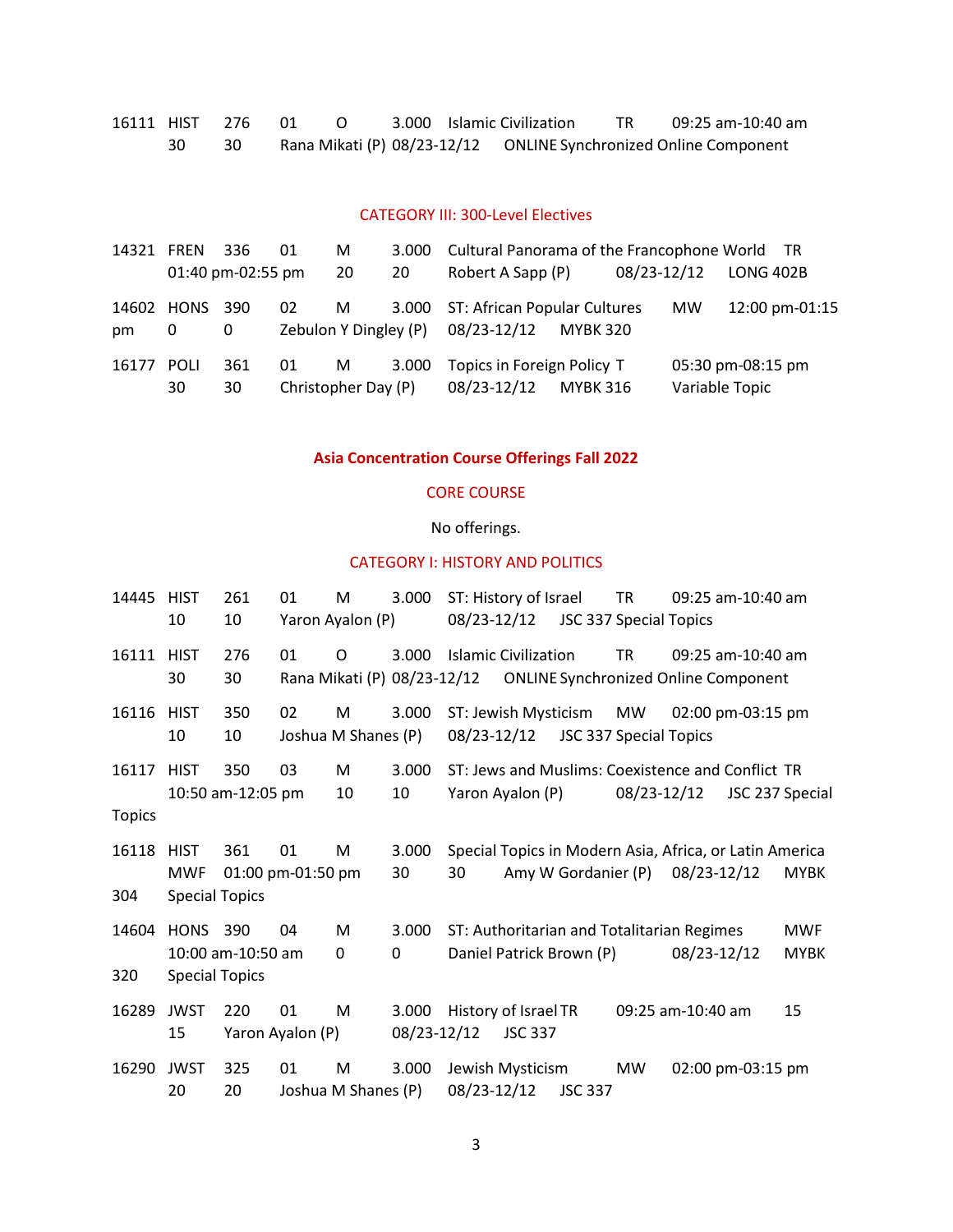16111 HIST 276 01 O 3.000 Islamic Civilization TR 09:25 am-10:40 am
30 30 Rana Mikati (P) 08/23-12/12 ONLINE Synchronized Online Component

### CATEGORY III: 300-Level Electives

14321 FREN 336 01 M 3.000 Cultural Panorama of the Francophone World TR
01:40 pm-02:55 pm 20 20 Robert A Sapp (P) 08/23-12/12 LONG 402B

14602 HONS 390 02 M 3.000 ST: African Popular Cultures MW 12:00 pm-01:15 pm 0 0 Zebulon Y Dingley (P) 08/23-12/12 MYBK 320

16177 POLI 361 01 M 3.000 Topics in Foreign Policy T 05:30 pm-08:15 pm
30 30 Christopher Day (P) 08/23-12/12 MYBK 316 Variable Topic

## Asia Concentration Course Offerings Fall 2022

### CORE COURSE

No offerings.

### CATEGORY I: HISTORY AND POLITICS

14445 HIST 261 01 M 3.000 ST: History of Israel TR 09:25 am-10:40 am
10 10 Yaron Ayalon (P) 08/23-12/12 JSC 337 Special Topics

16111 HIST 276 01 O 3.000 Islamic Civilization TR 09:25 am-10:40 am
30 30 Rana Mikati (P) 08/23-12/12 ONLINE Synchronized Online Component

16116 HIST 350 02 M 3.000 ST: Jewish Mysticism MW 02:00 pm-03:15 pm
10 10 Joshua M Shanes (P) 08/23-12/12 JSC 337 Special Topics

16117 HIST 350 03 M 3.000 ST: Jews and Muslims: Coexistence and Conflict TR
10:50 am-12:05 pm 10 10 Yaron Ayalon (P) 08/23-12/12 JSC 237 Special Topics

16118 HIST 361 01 M 3.000 Special Topics in Modern Asia, Africa, or Latin America
MWF 01:00 pm-01:50 pm 30 30 Amy W Gordanier (P) 08/23-12/12 MYBK 304 Special Topics

14604 HONS 390 04 M 3.000 ST: Authoritarian and Totalitarian Regimes MWF
10:00 am-10:50 am 0 0 Daniel Patrick Brown (P) 08/23-12/12 MYBK 320 Special Topics

16289 JWST 220 01 M 3.000 History of Israel TR 09:25 am-10:40 am 15
15 Yaron Ayalon (P) 08/23-12/12 JSC 337

16290 JWST 325 01 M 3.000 Jewish Mysticism MW 02:00 pm-03:15 pm
20 20 Joshua M Shanes (P) 08/23-12/12 JSC 337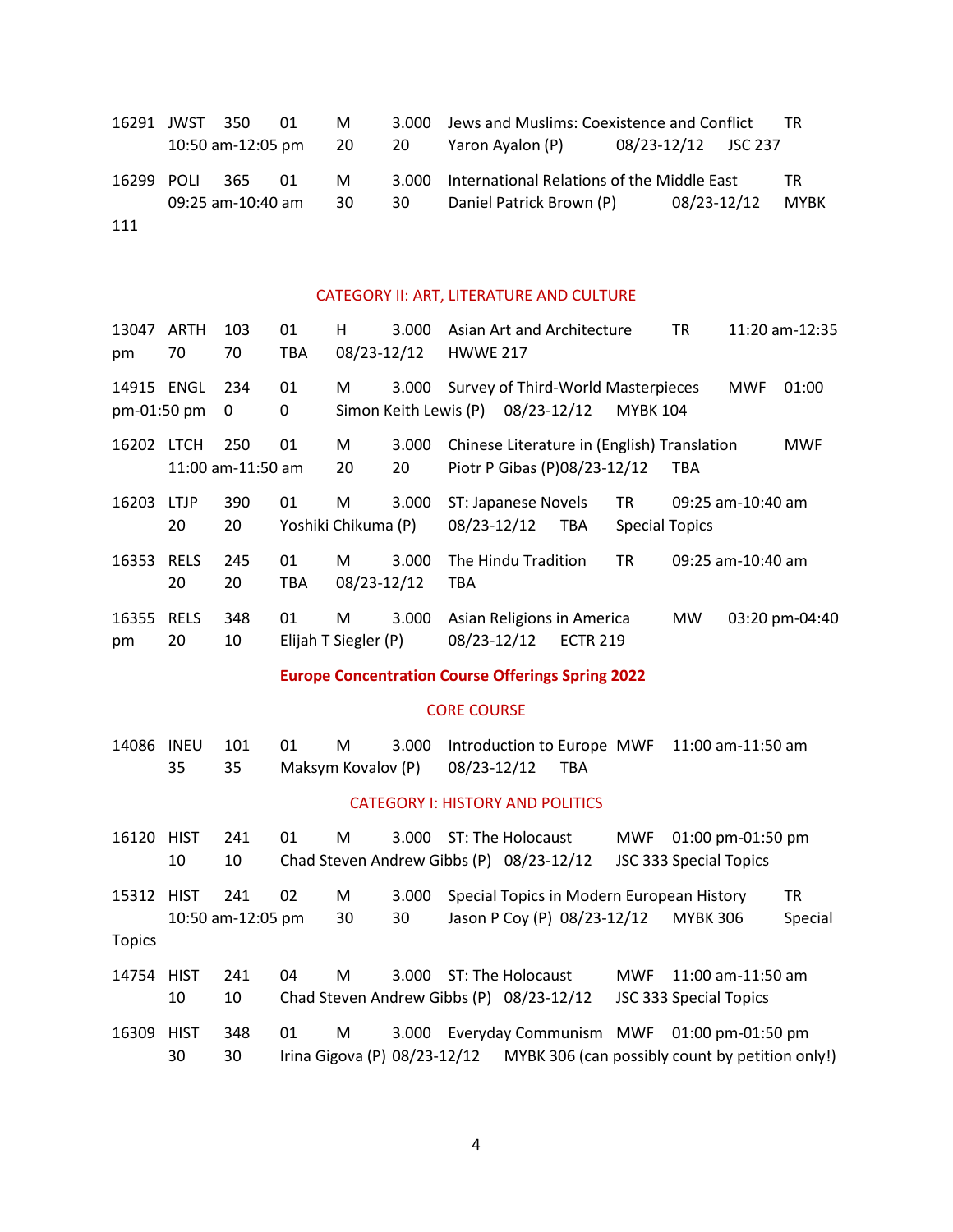16291 JWST 350 01 M 3.000 Jews and Muslims: Coexistence and Conflict TR
10:50 am-12:05 pm 20 20 Yaron Ayalon (P) 08/23-12/12 JSC 237

16299 POLI 365 01 M 3.000 International Relations of the Middle East TR
09:25 am-10:40 am 30 30 Daniel Patrick Brown (P) 08/23-12/12 MYBK 111

CATEGORY II: ART, LITERATURE AND CULTURE

13047 ARTH 103 01 H 3.000 Asian Art and Architecture TR 11:20 am-12:35 pm 70 70 TBA 08/23-12/12 HWWE 217

14915 ENGL 234 01 M 3.000 Survey of Third-World Masterpieces MWF 01:00 pm-01:50 pm 0 0 Simon Keith Lewis (P) 08/23-12/12 MYBK 104

16202 LTCH 250 01 M 3.000 Chinese Literature in (English) Translation MWF
11:00 am-11:50 am 20 20 Piotr P Gibas (P)08/23-12/12 TBA

16203 LTJP 390 01 M 3.000 ST: Japanese Novels TR 09:25 am-10:40 am
20 20 Yoshiki Chikuma (P) 08/23-12/12 TBA Special Topics

16353 RELS 245 01 M 3.000 The Hindu Tradition TR 09:25 am-10:40 am
20 20 TBA 08/23-12/12 TBA

16355 RELS 348 01 M 3.000 Asian Religions in America MW 03:20 pm-04:40 pm 20 10 Elijah T Siegler (P) 08/23-12/12 ECTR 219

**Europe Concentration Course Offerings Spring 2022**

CORE COURSE

14086 INEU 101 01 M 3.000 Introduction to Europe MWF 11:00 am-11:50 am
35 35 Maksym Kovalov (P) 08/23-12/12 TBA

CATEGORY I: HISTORY AND POLITICS

16120 HIST 241 01 M 3.000 ST: The Holocaust MWF 01:00 pm-01:50 pm
10 10 Chad Steven Andrew Gibbs (P) 08/23-12/12 JSC 333 Special Topics

15312 HIST 241 02 M 3.000 Special Topics in Modern European History TR
10:50 am-12:05 pm 30 30 Jason P Coy (P) 08/23-12/12 MYBK 306 Special Topics

14754 HIST 241 04 M 3.000 ST: The Holocaust MWF 11:00 am-11:50 am
10 10 Chad Steven Andrew Gibbs (P) 08/23-12/12 JSC 333 Special Topics

16309 HIST 348 01 M 3.000 Everyday Communism MWF 01:00 pm-01:50 pm
30 30 Irina Gigova (P) 08/23-12/12 MYBK 306 (can possibly count by petition only!)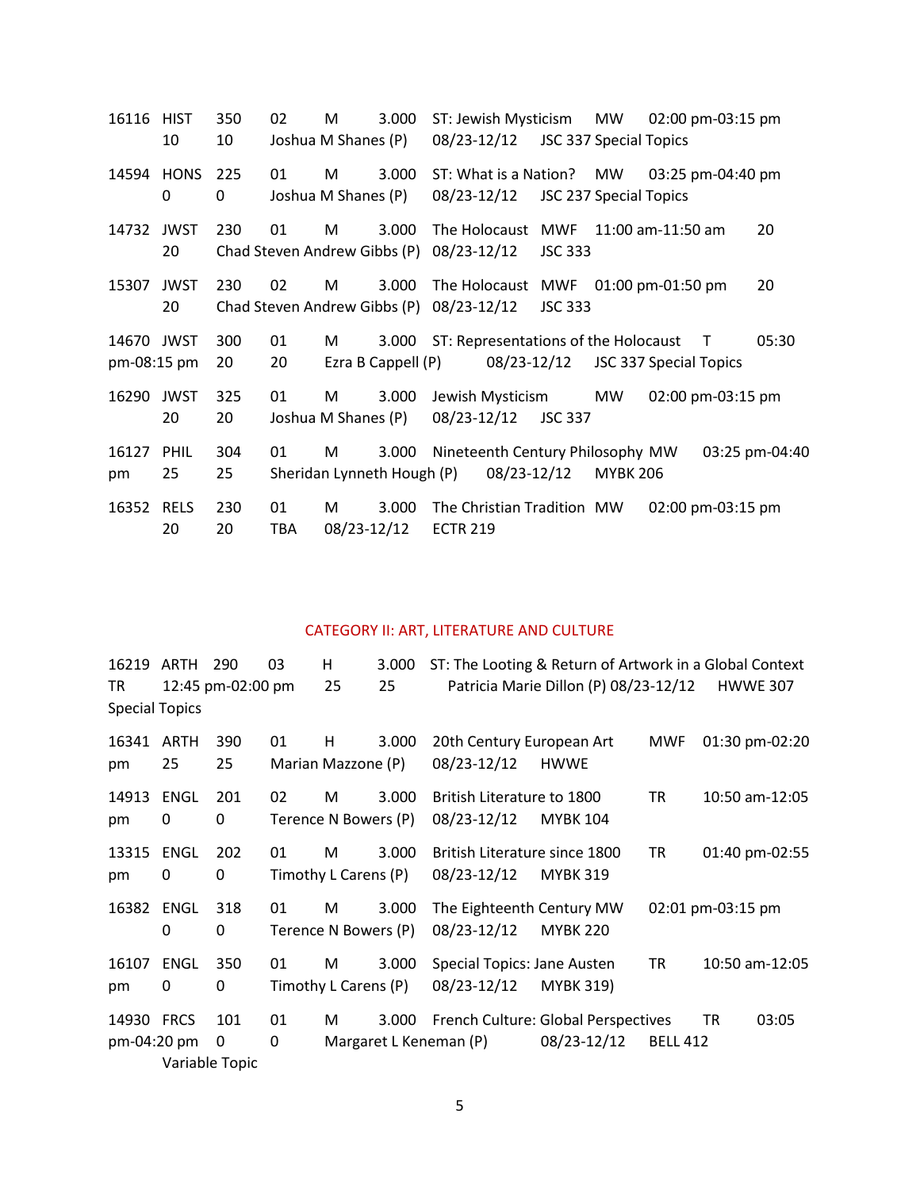16116 HIST 350 02 M 3.000 ST: Jewish Mysticism MW 02:00 pm-03:15 pm
10 10 Joshua M Shanes (P) 08/23-12/12 JSC 337 Special Topics

14594 HONS 225 01 M 3.000 ST: What is a Nation? MW 03:25 pm-04:40 pm
0 0 Joshua M Shanes (P) 08/23-12/12 JSC 237 Special Topics

14732 JWST 230 01 M 3.000 The Holocaust MWF 11:00 am-11:50 am 20
20 Chad Steven Andrew Gibbs (P) 08/23-12/12 JSC 333

15307 JWST 230 02 M 3.000 The Holocaust MWF 01:00 pm-01:50 pm 20
20 Chad Steven Andrew Gibbs (P) 08/23-12/12 JSC 333

14670 JWST 300 01 M 3.000 ST: Representations of the Holocaust T 05:30 pm-08:15 pm 20 20 Ezra B Cappell (P) 08/23-12/12 JSC 337 Special Topics

16290 JWST 325 01 M 3.000 Jewish Mysticism MW 02:00 pm-03:15 pm
20 20 Joshua M Shanes (P) 08/23-12/12 JSC 337

16127 PHIL 304 01 M 3.000 Nineteenth Century Philosophy MW 03:25 pm-04:40 pm 25 25 Sheridan Lynneth Hough (P) 08/23-12/12 MYBK 206

16352 RELS 230 01 M 3.000 The Christian Tradition MW 02:00 pm-03:15 pm
20 20 TBA 08/23-12/12 ECTR 219

## CATEGORY II: ART, LITERATURE AND CULTURE

16219 ARTH 290 03 H 3.000 ST: The Looting & Return of Artwork in a Global Context TR 12:45 pm-02:00 pm 25 25 Patricia Marie Dillon (P) 08/23-12/12 HWWE 307 Special Topics

16341 ARTH 390 01 H 3.000 20th Century European Art MWF 01:30 pm-02:20 pm 25 25 Marian Mazzone (P) 08/23-12/12 HWWE

14913 ENGL 201 02 M 3.000 British Literature to 1800 TR 10:50 am-12:05 pm 0 0 Terence N Bowers (P) 08/23-12/12 MYBK 104

13315 ENGL 202 01 M 3.000 British Literature since 1800 TR 01:40 pm-02:55 pm 0 0 Timothy L Carens (P) 08/23-12/12 MYBK 319

16382 ENGL 318 01 M 3.000 The Eighteenth Century MW 02:01 pm-03:15 pm
0 0 Terence N Bowers (P) 08/23-12/12 MYBK 220

16107 ENGL 350 01 M 3.000 Special Topics: Jane Austen TR 10:50 am-12:05 pm 0 0 Timothy L Carens (P) 08/23-12/12 MYBK 319)

14930 FRCS 101 01 M 3.000 French Culture: Global Perspectives TR 03:05 pm-04:20 pm 0 0 Margaret L Keneman (P) 08/23-12/12 BELL 412 Variable Topic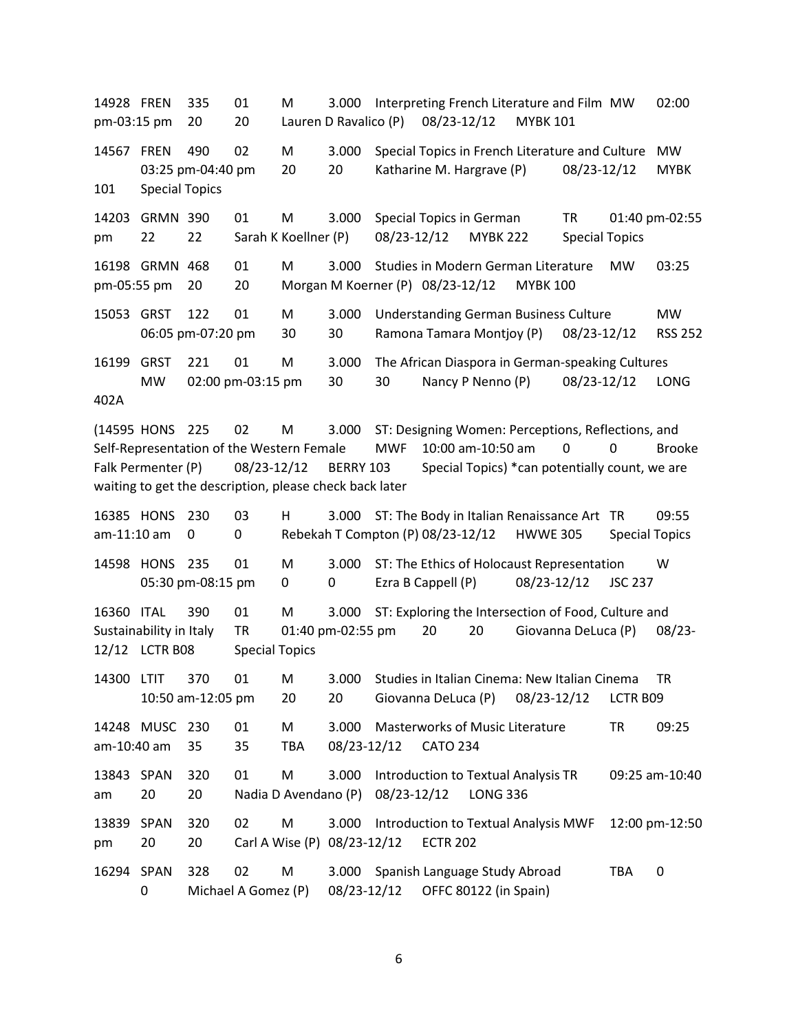14928 FREN 335 01 M 3.000 Interpreting French Literature and Film MW 02:00 pm-03:15 pm 20 20 Lauren D Ravalico (P) 08/23-12/12 MYBK 101

14567 FREN 490 02 M 3.000 Special Topics in French Literature and Culture MW 03:25 pm-04:40 pm 20 20 Katharine M. Hargrave (P) 08/23-12/12 MYBK 101 Special Topics

14203 GRMN 390 01 M 3.000 Special Topics in German TR 01:40 pm-02:55 pm 22 22 Sarah K Koellner (P) 08/23-12/12 MYBK 222 Special Topics

16198 GRMN 468 01 M 3.000 Studies in Modern German Literature MW 03:25 pm-05:55 pm 20 20 Morgan M Koerner (P) 08/23-12/12 MYBK 100

15053 GRST 122 01 M 3.000 Understanding German Business Culture MW 06:05 pm-07:20 pm 30 30 Ramona Tamara Montjoy (P) 08/23-12/12 RSS 252

16199 GRST 221 01 M 3.000 The African Diaspora in German-speaking Cultures MW 02:00 pm-03:15 pm 30 30 Nancy P Nenno (P) 08/23-12/12 LONG 402A

(14595 HONS 225 02 M 3.000 ST: Designing Women: Perceptions, Reflections, and Self-Representation of the Western Female MWF 10:00 am-10:50 am 0 0 Brooke Falk Permenter (P) 08/23-12/12 BERRY 103 Special Topics) *can potentially count, we are waiting to get the description, please check back later

16385 HONS 230 03 H 3.000 ST: The Body in Italian Renaissance Art TR 09:55 am-11:10 am 0 0 Rebekah T Compton (P) 08/23-12/12 HWWE 305 Special Topics

14598 HONS 235 01 M 3.000 ST: The Ethics of Holocaust Representation W 05:30 pm-08:15 pm 0 0 Ezra B Cappell (P) 08/23-12/12 JSC 237

16360 ITAL 390 01 M 3.000 ST: Exploring the Intersection of Food, Culture and Sustainability in Italy TR 01:40 pm-02:55 pm 20 20 Giovanna DeLuca (P) 08/23-12/12 LCTR B08 Special Topics

14300 LTIT 370 01 M 3.000 Studies in Italian Cinema: New Italian Cinema TR 10:50 am-12:05 pm 20 20 Giovanna DeLuca (P) 08/23-12/12 LCTR B09

14248 MUSC 230 01 M 3.000 Masterworks of Music Literature TR 09:25 am-10:40 am 35 35 TBA 08/23-12/12 CATO 234

13843 SPAN 320 01 M 3.000 Introduction to Textual Analysis TR 09:25 am-10:40 am 20 20 Nadia D Avendano (P) 08/23-12/12 LONG 336

13839 SPAN 320 02 M 3.000 Introduction to Textual Analysis MWF 12:00 pm-12:50 pm 20 20 Carl A Wise (P) 08/23-12/12 ECTR 202

16294 SPAN 328 02 M 3.000 Spanish Language Study Abroad TBA 0 0 Michael A Gomez (P) 08/23-12/12 OFFC 80122 (in Spain)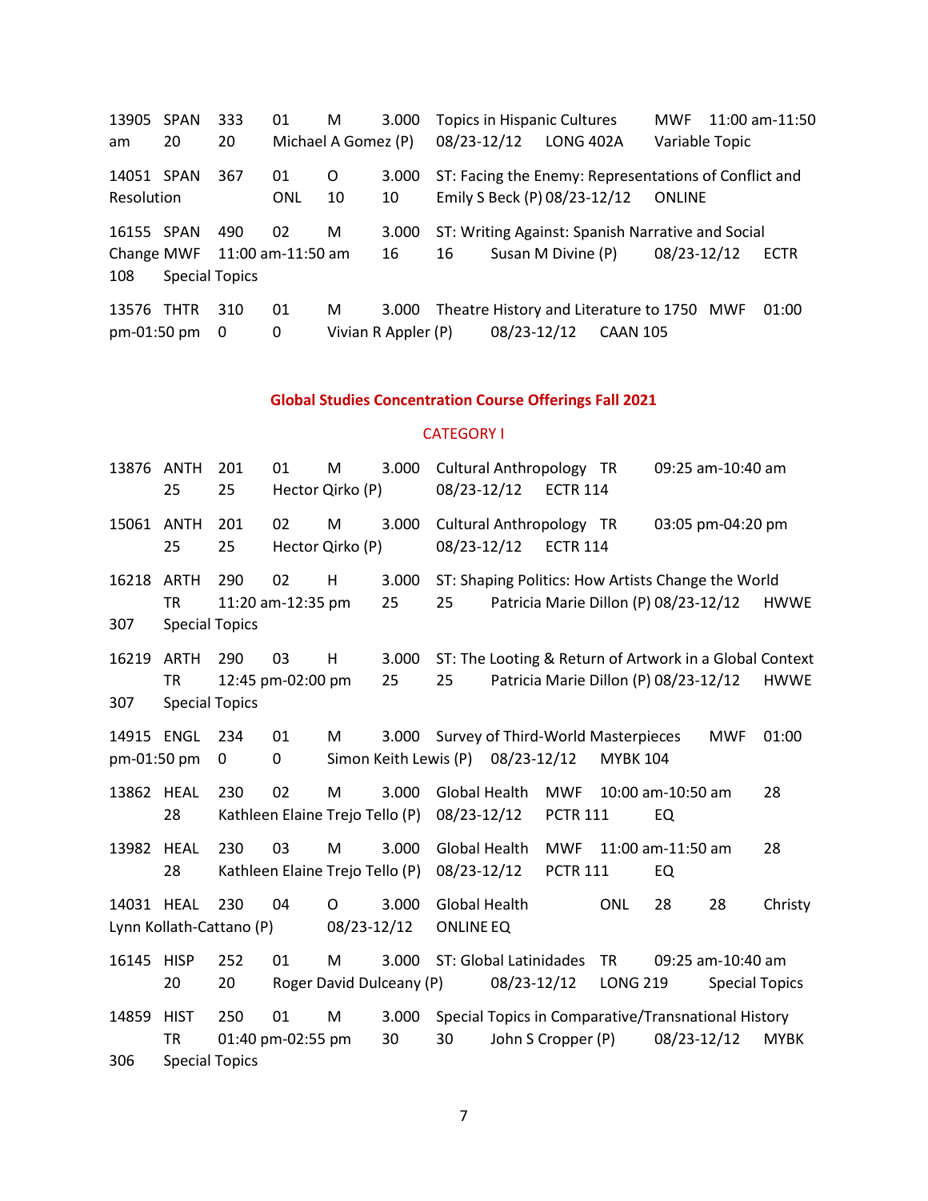13905 SPAN 333 01 M 3.000 Topics in Hispanic Cultures MWF 11:00 am-11:50 am 20 20 Michael A Gomez (P) 08/23-12/12 LONG 402A Variable Topic

14051 SPAN 367 01 O 3.000 ST: Facing the Enemy: Representations of Conflict and Resolution ONL 10 10 Emily S Beck (P) 08/23-12/12 ONLINE

16155 SPAN 490 02 M 3.000 ST: Writing Against: Spanish Narrative and Social Change MWF 11:00 am-11:50 am 16 16 Susan M Divine (P) 08/23-12/12 ECTR 108 Special Topics

13576 THTR 310 01 M 3.000 Theatre History and Literature to 1750 MWF 01:00 pm-01:50 pm 0 0 Vivian R Appler (P) 08/23-12/12 CAAN 105

## Global Studies Concentration Course Offerings Fall 2021

### CATEGORY I

13876 ANTH 201 01 M 3.000 Cultural Anthropology TR 09:25 am-10:40 am 25 25 Hector Qirko (P) 08/23-12/12 ECTR 114

15061 ANTH 201 02 M 3.000 Cultural Anthropology TR 03:05 pm-04:20 pm 25 25 Hector Qirko (P) 08/23-12/12 ECTR 114

16218 ARTH 290 02 H 3.000 ST: Shaping Politics: How Artists Change the World TR 11:20 am-12:35 pm 25 25 Patricia Marie Dillon (P) 08/23-12/12 HWWE 307 Special Topics

16219 ARTH 290 03 H 3.000 ST: The Looting & Return of Artwork in a Global Context TR 12:45 pm-02:00 pm 25 25 Patricia Marie Dillon (P) 08/23-12/12 HWWE 307 Special Topics

14915 ENGL 234 01 M 3.000 Survey of Third-World Masterpieces MWF 01:00 pm-01:50 pm 0 0 Simon Keith Lewis (P) 08/23-12/12 MYBK 104

13862 HEAL 230 02 M 3.000 Global Health MWF 10:00 am-10:50 am 28 28 Kathleen Elaine Trejo Tello (P) 08/23-12/12 PCTR 111 EQ

13982 HEAL 230 03 M 3.000 Global Health MWF 11:00 am-11:50 am 28 28 Kathleen Elaine Trejo Tello (P) 08/23-12/12 PCTR 111 EQ

14031 HEAL 230 04 O 3.000 Global Health ONL 28 28 Christy Lynn Kollath-Cattano (P) 08/23-12/12 ONLINE EQ

16145 HISP 252 01 M 3.000 ST: Global Latinidades TR 09:25 am-10:40 am 20 20 Roger David Dulceany (P) 08/23-12/12 LONG 219 Special Topics

14859 HIST 250 01 M 3.000 Special Topics in Comparative/Transnational History TR 01:40 pm-02:55 pm 30 30 John S Cropper (P) 08/23-12/12 MYBK 306 Special Topics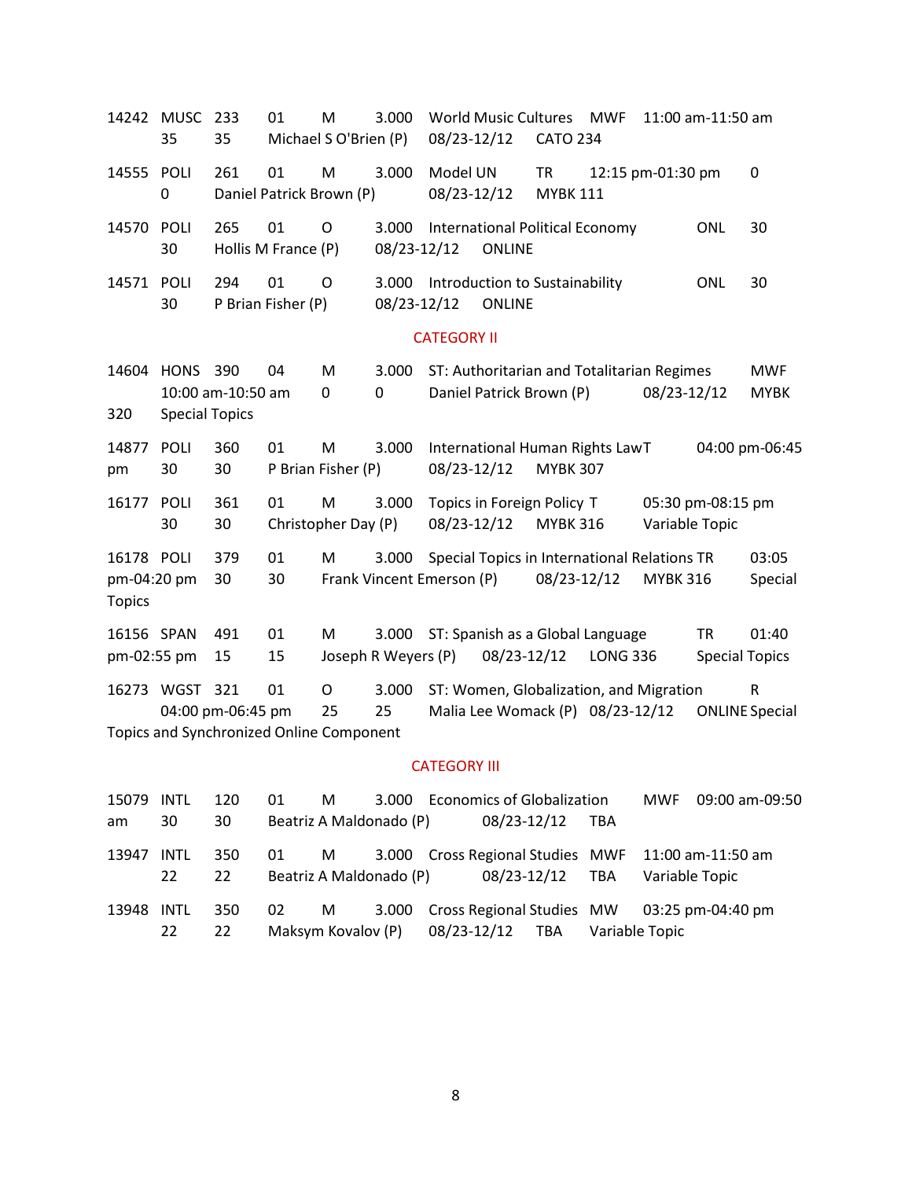14242 MUSC 233 01 M 3.000 World Music Cultures MWF 11:00 am-11:50 am
35 35 Michael S O'Brien (P) 08/23-12/12 CATO 234

14555 POLI 261 01 M 3.000 Model UN TR 12:15 pm-01:30 pm 0
0 Daniel Patrick Brown (P) 08/23-12/12 MYBK 111

14570 POLI 265 01 O 3.000 International Political Economy ONL 30
30 Hollis M France (P) 08/23-12/12 ONLINE

14571 POLI 294 01 O 3.000 Introduction to Sustainability ONL 30
30 P Brian Fisher (P) 08/23-12/12 ONLINE

## CATEGORY II

14604 HONS 390 04 M 3.000 ST: Authoritarian and Totalitarian Regimes MWF
10:00 am-10:50 am 0 0 Daniel Patrick Brown (P) 08/23-12/12 MYBK
320 Special Topics

14877 POLI 360 01 M 3.000 International Human Rights LawT 04:00 pm-06:45
pm 30 30 P Brian Fisher (P) 08/23-12/12 MYBK 307

16177 POLI 361 01 M 3.000 Topics in Foreign Policy T 05:30 pm-08:15 pm
30 30 Christopher Day (P) 08/23-12/12 MYBK 316 Variable Topic

16178 POLI 379 01 M 3.000 Special Topics in International Relations TR 03:05
pm-04:20 pm 30 30 Frank Vincent Emerson (P) 08/23-12/12 MYBK 316 Special
Topics

16156 SPAN 491 01 M 3.000 ST: Spanish as a Global Language TR 01:40
pm-02:55 pm 15 15 Joseph R Weyers (P) 08/23-12/12 LONG 336 Special Topics

16273 WGST 321 01 O 3.000 ST: Women, Globalization, and Migration R
04:00 pm-06:45 pm 25 25 Malia Lee Womack (P) 08/23-12/12 ONLINE Special
Topics and Synchronized Online Component

## CATEGORY III

15079 INTL 120 01 M 3.000 Economics of Globalization MWF 09:00 am-09:50
am 30 30 Beatriz A Maldonado (P) 08/23-12/12 TBA

13947 INTL 350 01 M 3.000 Cross Regional Studies MWF 11:00 am-11:50 am
22 22 Beatriz A Maldonado (P) 08/23-12/12 TBA Variable Topic

13948 INTL 350 02 M 3.000 Cross Regional Studies MW 03:25 pm-04:40 pm
22 22 Maksym Kovalov (P) 08/23-12/12 TBA Variable Topic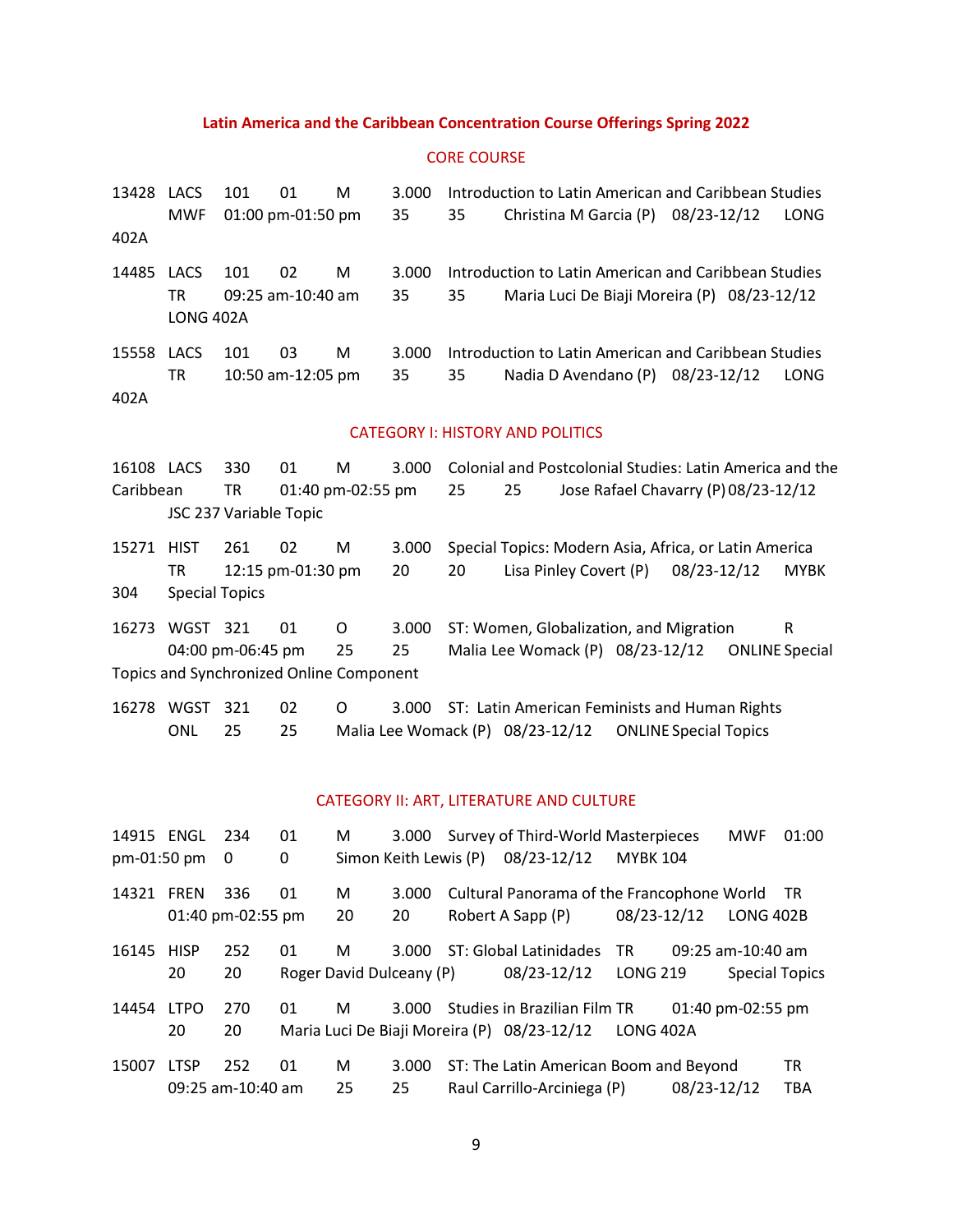# Latin America and the Caribbean Concentration Course Offerings Spring 2022

## CORE COURSE

13428 LACS 101 01 M 3.000 Introduction to Latin American and Caribbean Studies MWF 01:00 pm-01:50 pm 35 35 Christina M Garcia (P) 08/23-12/12 LONG 402A

14485 LACS 101 02 M 3.000 Introduction to Latin American and Caribbean Studies TR 09:25 am-10:40 am 35 35 Maria Luci De Biaji Moreira (P) 08/23-12/12 LONG 402A

15558 LACS 101 03 M 3.000 Introduction to Latin American and Caribbean Studies TR 10:50 am-12:05 pm 35 35 Nadia D Avendano (P) 08/23-12/12 LONG 402A

## CATEGORY I: HISTORY AND POLITICS

16108 LACS 330 01 M 3.000 Colonial and Postcolonial Studies: Latin America and the Caribbean TR 01:40 pm-02:55 pm 25 25 Jose Rafael Chavarry (P) 08/23-12/12 JSC 237 Variable Topic

15271 HIST 261 02 M 3.000 Special Topics: Modern Asia, Africa, or Latin America TR 12:15 pm-01:30 pm 20 20 Lisa Pinley Covert (P) 08/23-12/12 MYBK 304 Special Topics

16273 WGST 321 01 O 3.000 ST: Women, Globalization, and Migration R 04:00 pm-06:45 pm 25 25 Malia Lee Womack (P) 08/23-12/12 ONLINE Special Topics and Synchronized Online Component

16278 WGST 321 02 O 3.000 ST: Latin American Feminists and Human Rights ONL 25 25 Malia Lee Womack (P) 08/23-12/12 ONLINE Special Topics

## CATEGORY II: ART, LITERATURE AND CULTURE

14915 ENGL 234 01 M 3.000 Survey of Third-World Masterpieces MWF 01:00 pm-01:50 pm 0 0 Simon Keith Lewis (P) 08/23-12/12 MYBK 104

14321 FREN 336 01 M 3.000 Cultural Panorama of the Francophone World TR 01:40 pm-02:55 pm 20 20 Robert A Sapp (P) 08/23-12/12 LONG 402B

16145 HISP 252 01 M 3.000 ST: Global Latinidades TR 09:25 am-10:40 am 20 20 Roger David Dulceany (P) 08/23-12/12 LONG 219 Special Topics

14454 LTPO 270 01 M 3.000 Studies in Brazilian Film TR 01:40 pm-02:55 pm 20 20 Maria Luci De Biaji Moreira (P) 08/23-12/12 LONG 402A

15007 LTSP 252 01 M 3.000 ST: The Latin American Boom and Beyond TR 09:25 am-10:40 am 25 25 Raul Carrillo-Arciniega (P) 08/23-12/12 TBA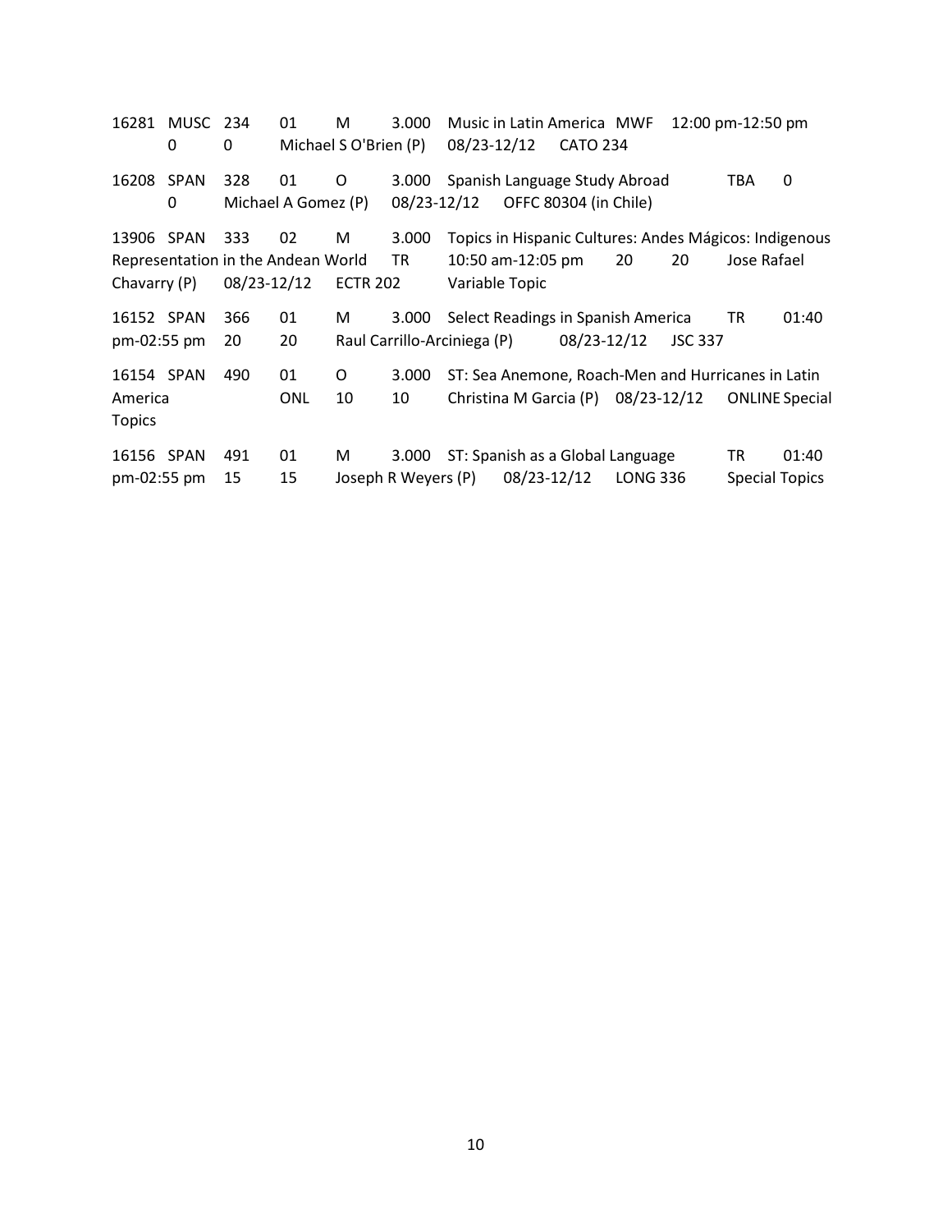16281 MUSC 234 01 M 3.000 Music in Latin America MWF 12:00 pm-12:50 pm
0 0 Michael S O'Brien (P) 08/23-12/12 CATO 234

16208 SPAN 328 01 O 3.000 Spanish Language Study Abroad TBA 0
0 Michael A Gomez (P) 08/23-12/12 OFFC 80304 (in Chile)

13906 SPAN 333 02 M 3.000 Topics in Hispanic Cultures: Andes Mágicos: Indigenous Representation in the Andean World TR 10:50 am-12:05 pm 20 20 Jose Rafael Chavarry (P) 08/23-12/12 ECTR 202 Variable Topic

16152 SPAN 366 01 M 3.000 Select Readings in Spanish America TR 01:40 pm-02:55 pm 20 20 Raul Carrillo-Arciniega (P) 08/23-12/12 JSC 337

16154 SPAN 490 01 O 3.000 ST: Sea Anemone, Roach-Men and Hurricanes in Latin America ONL 10 10 Christina M Garcia (P) 08/23-12/12 ONLINE Special Topics

16156 SPAN 491 01 M 3.000 ST: Spanish as a Global Language TR 01:40 pm-02:55 pm 15 15 Joseph R Weyers (P) 08/23-12/12 LONG 336 Special Topics